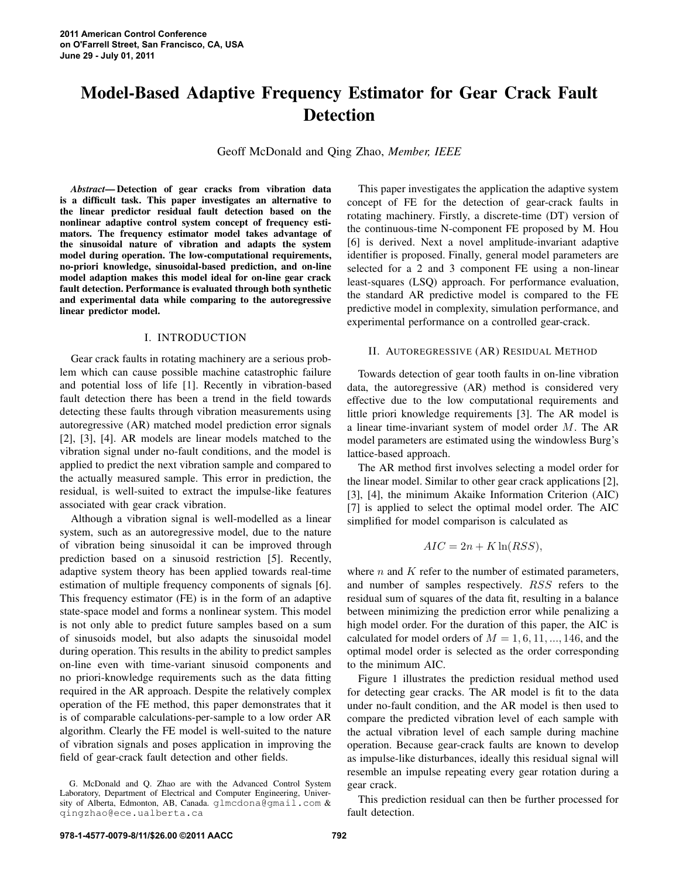# Model-Based Adaptive Frequency Estimator for Gear Crack Fault Detection

Geoff McDonald and Qing Zhao, *Member, IEEE*

***Abstract*— Detection of gear cracks from vibration data is a difficult task. This paper investigates an alternative to the linear predictor residual fault detection based on the nonlinear adaptive control system concept of frequency estimators. The frequency estimator model takes advantage of the sinusoidal nature of vibration and adapts the system model during operation. The low-computational requirements, no-priori knowledge, sinusoidal-based prediction, and on-line model adaption makes this model ideal for on-line gear crack fault detection. Performance is evaluated through both synthetic and experimental data while comparing to the autoregressive linear predictor model.**

## I. INTRODUCTION

Gear crack faults in rotating machinery are a serious problem which can cause possible machine catastrophic failure and potential loss of life [1]. Recently in vibration-based fault detection there has been a trend in the field towards detecting these faults through vibration measurements using autoregressive (AR) matched model prediction error signals [2], [3], [4]. AR models are linear models matched to the vibration signal under no-fault conditions, and the model is applied to predict the next vibration sample and compared to the actually measured sample. This error in prediction, the residual, is well-suited to extract the impulse-like features associated with gear crack vibration.

Although a vibration signal is well-modelled as a linear system, such as an autoregressive model, due to the nature of vibration being sinusoidal it can be improved through prediction based on a sinusoid restriction [5]. Recently, adaptive system theory has been applied towards real-time estimation of multiple frequency components of signals [6]. This frequency estimator (FE) is in the form of an adaptive state-space model and forms a nonlinear system. This model is not only able to predict future samples based on a sum of sinusoids model, but also adapts the sinusoidal model during operation. This results in the ability to predict samples on-line even with time-variant sinusoid components and no priori-knowledge requirements such as the data fitting required in the AR approach. Despite the relatively complex operation of the FE method, this paper demonstrates that it is of comparable calculations-per-sample to a low order AR algorithm. Clearly the FE model is well-suited to the nature of vibration signals and poses application in improving the field of gear-crack fault detection and other fields.

G. McDonald and Q. Zhao are with the Advanced Control System Laboratory, Department of Electrical and Computer Engineering, University of Alberta, Edmonton, AB, Canada. glmcdona@gmail.com & qingzhao@ece.ualberta.ca

This paper investigates the application the adaptive system concept of FE for the detection of gear-crack faults in rotating machinery. Firstly, a discrete-time (DT) version of the continuous-time N-component FE proposed by M. Hou [6] is derived. Next a novel amplitude-invariant adaptive identifier is proposed. Finally, general model parameters are selected for a 2 and 3 component FE using a non-linear least-squares (LSQ) approach. For performance evaluation, the standard AR predictive model is compared to the FE predictive model in complexity, simulation performance, and experimental performance on a controlled gear-crack.

## II. AUTOREGRESSIVE (AR) RESIDUAL METHOD

Towards detection of gear tooth faults in on-line vibration data, the autoregressive (AR) method is considered very effective due to the low computational requirements and little priori knowledge requirements [3]. The AR model is a linear time-invariant system of model order $M$. The AR model parameters are estimated using the windowless Burg's lattice-based approach.

The AR method first involves selecting a model order for the linear model. Similar to other gear crack applications [2], [3], [4], the minimum Akaike Information Criterion (AIC) [7] is applied to select the optimal model order. The AIC simplified for model comparison is calculated as

$$AIC = 2n + K \ln(RSS),$$

where $n$ and $K$ refer to the number of estimated parameters, and number of samples respectively. $RSS$ refers to the residual sum of squares of the data fit, resulting in a balance between minimizing the prediction error while penalizing a high model order. For the duration of this paper, the AIC is calculated for model orders of $M = 1, 6, 11, ..., 146$, and the optimal model order is selected as the order corresponding to the minimum AIC.

Figure 1 illustrates the prediction residual method used for detecting gear cracks. The AR model is fit to the data under no-fault condition, and the AR model is then used to compare the predicted vibration level of each sample with the actual vibration level of each sample during machine operation. Because gear-crack faults are known to develop as impulse-like disturbances, ideally this residual signal will resemble an impulse repeating every gear rotation during a gear crack.

This prediction residual can then be further processed for fault detection.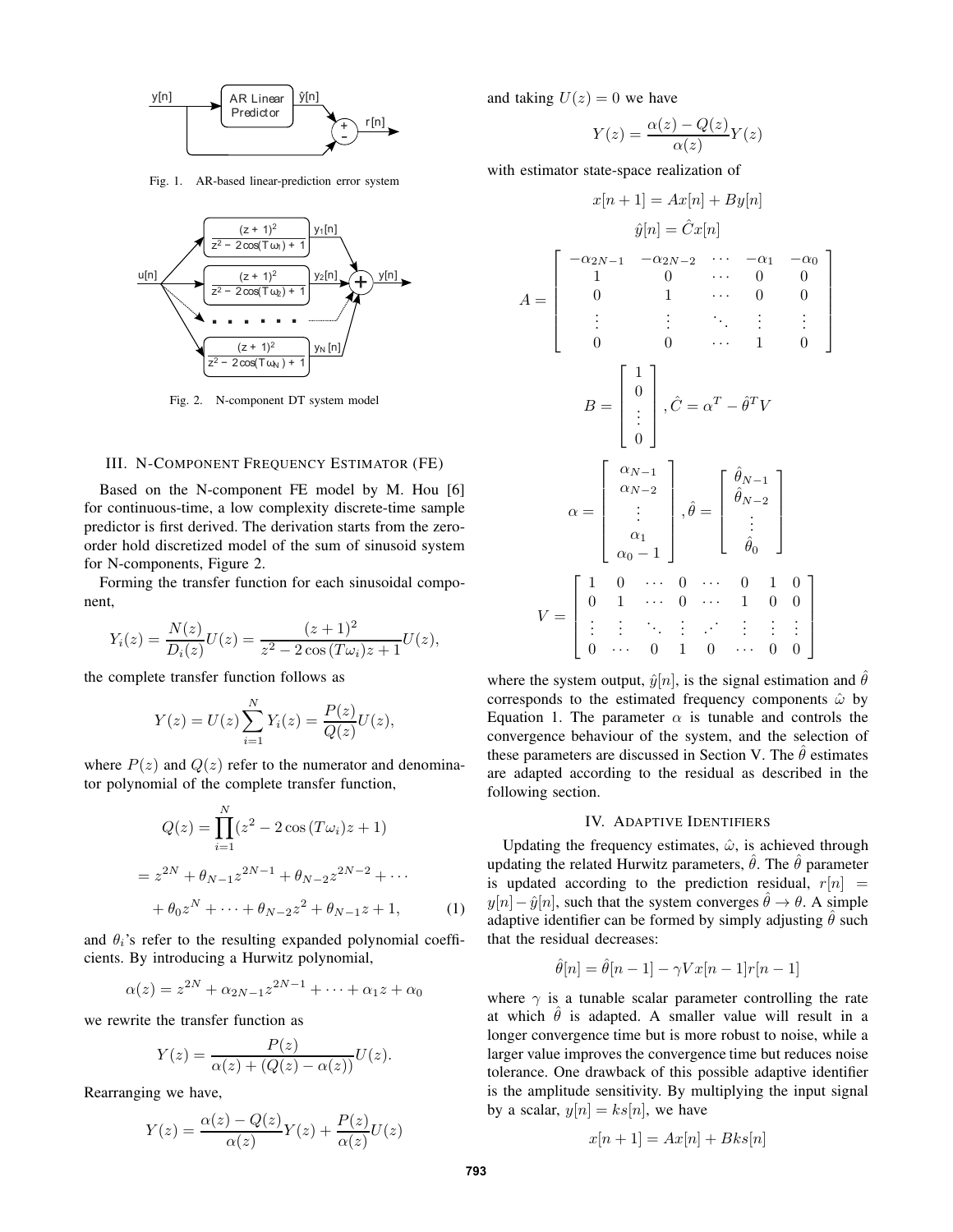Fig. 1. AR-based linear-prediction error system

Fig. 2. N-component DT system model

## III. N-Component Frequency Estimator (FE)

Based on the N-component FE model by M. Hou [6] for continuous-time, a low complexity discrete-time sample predictor is first derived. The derivation starts from the zero-order hold discretized model of the sum of sinusoid system for N-components, Figure 2.

Forming the transfer function for each sinusoidal component,

$$Y_i(z) = \frac{N(z)}{D_i(z)}U(z) = \frac{(z+1)^2}{z^2 - 2\cos(T\omega_i)z + 1}U(z),$$

the complete transfer function follows as

$$Y(z) = U(z)\sum_{i=1}^{N} Y_i(z) = \frac{P(z)}{Q(z)}U(z),$$

where $P(z)$ and $Q(z)$ refer to the numerator and denominator polynomial of the complete transfer function,

$$\begin{aligned} Q(z) &= \prod_{i=1}^{N}(z^2 - 2\cos(T\omega_i)z + 1) \\ &= z^{2N} + \theta_{N-1}z^{2N-1} + \theta_{N-2}z^{2N-2} + \cdots \\ &\quad + \theta_0 z^N + \cdots + \theta_{N-2}z^2 + \theta_{N-1}z + 1, \end{aligned} \tag{1}$$

and $\theta_i$'s refer to the resulting expanded polynomial coefficients. By introducing a Hurwitz polynomial,

$$\alpha(z) = z^{2N} + \alpha_{2N-1}z^{2N-1} + \cdots + \alpha_1 z + \alpha_0$$

we rewrite the transfer function as

$$Y(z) = \frac{P(z)}{\alpha(z) + (Q(z) - \alpha(z))}U(z).$$

Rearranging we have,

$$Y(z) = \frac{\alpha(z) - Q(z)}{\alpha(z)}Y(z) + \frac{P(z)}{\alpha(z)}U(z)$$

and taking $U(z) = 0$ we have

$$Y(z) = \frac{\alpha(z) - Q(z)}{\alpha(z)}Y(z)$$

with estimator state-space realization of

$$x[n+1] = Ax[n] + By[n]$$

$$\hat{y}[n] = \hat{C}x[n]$$

$$A = \begin{bmatrix} -\alpha_{2N-1} & -\alpha_{2N-2} & \cdots & -\alpha_1 & -\alpha_0 \\ 1 & 0 & \cdots & 0 & 0 \\ 0 & 1 & \cdots & 0 & 0 \\ \vdots & \vdots & \ddots & \vdots & \vdots \\ 0 & 0 & \cdots & 1 & 0 \end{bmatrix}$$

$$B = \begin{bmatrix} 1 \\ 0 \\ \vdots \\ 0 \end{bmatrix}, \hat{C} = \alpha^T - \hat{\theta}^T V$$

$$\alpha = \begin{bmatrix} \alpha_{N-1} \\ \alpha_{N-2} \\ \vdots \\ \alpha_1 \\ \alpha_0 - 1 \end{bmatrix}, \hat{\theta} = \begin{bmatrix} \hat{\theta}_{N-1} \\ \hat{\theta}_{N-2} \\ \vdots \\ \hat{\theta}_0 \end{bmatrix}$$

$$V = \begin{bmatrix} 1 & 0 & \cdots & 0 & \cdots & 0 & 1 & 0 \\ 0 & 1 & \cdots & 0 & \cdots & 1 & 0 & 0 \\ \vdots & \vdots & \ddots & \vdots & \iddots & \vdots & \vdots & \vdots \\ 0 & \cdots & 0 & 1 & 0 & \cdots & 0 & 0 \end{bmatrix}$$

where the system output, $\hat{y}[n]$, is the signal estimation and $\hat{\theta}$ corresponds to the estimated frequency components $\hat{\omega}$ by Equation 1. The parameter $\alpha$ is tunable and controls the convergence behaviour of the system, and the selection of these parameters are discussed in Section V. The $\hat{\theta}$ estimates are adapted according to the residual as described in the following section.

## IV. Adaptive Identifiers

Updating the frequency estimates, $\hat{\omega}$, is achieved through updating the related Hurwitz parameters, $\hat{\theta}$. The $\hat{\theta}$ parameter is updated according to the prediction residual, $r[n] = y[n] - \hat{y}[n]$, such that the system converges $\hat{\theta} \to \theta$. A simple adaptive identifier can be formed by simply adjusting $\hat{\theta}$ such that the residual decreases:

$$\hat{\theta}[n] = \hat{\theta}[n-1] - \gamma V x[n-1] r[n-1]$$

where $\gamma$ is a tunable scalar parameter controlling the rate at which $\hat{\theta}$ is adapted. A smaller value will result in a longer convergence time but is more robust to noise, while a larger value improves the convergence time but reduces noise tolerance. One drawback of this possible adaptive identifier is the amplitude sensitivity. By multiplying the input signal by a scalar, $y[n] = ks[n]$, we have

$$x[n+1] = Ax[n] + Bks[n]$$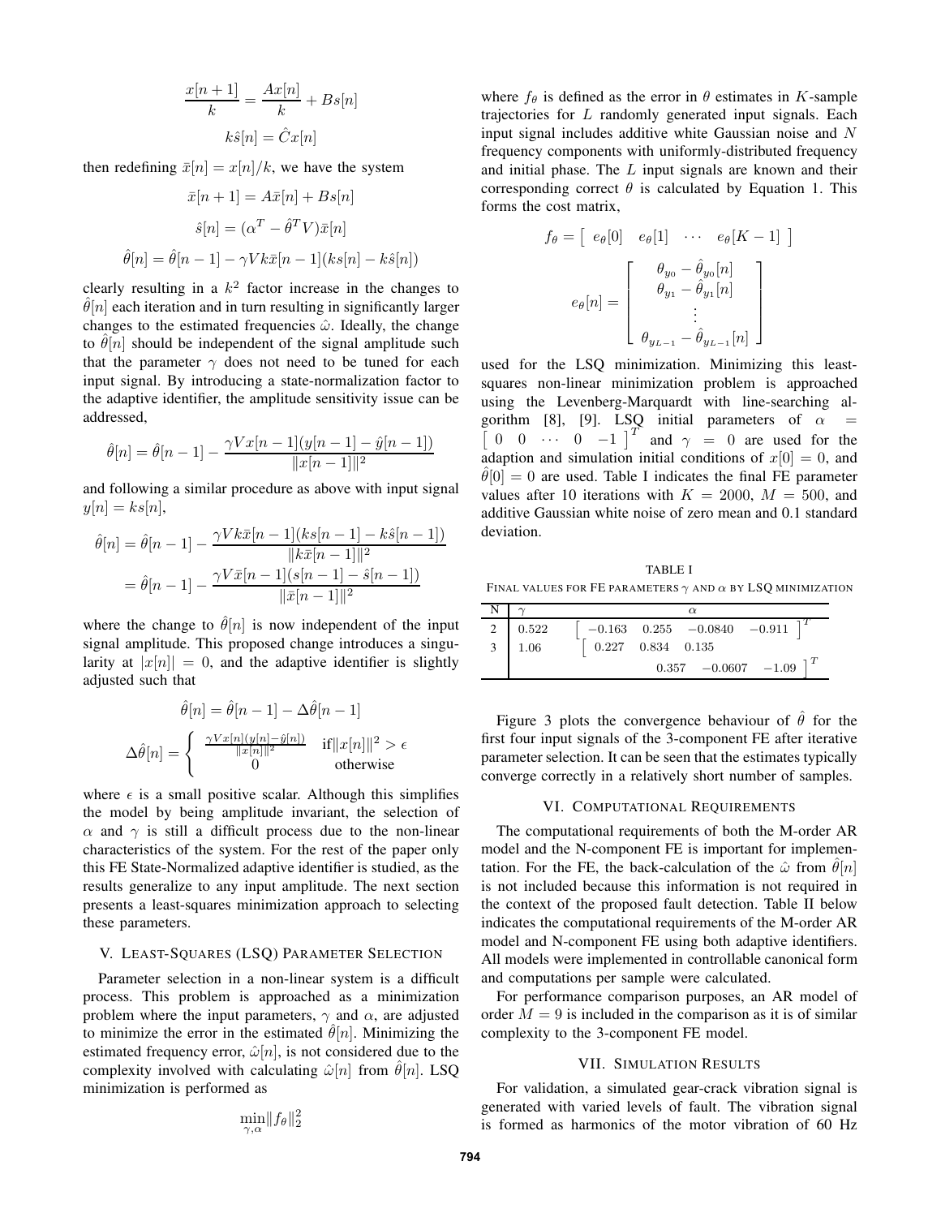$$\frac{x[n+1]}{k} = \frac{Ax[n]}{k} + Bs[n]$$

$$k\hat{s}[n] = \hat{C}x[n]$$

then redefining $\bar{x}[n] = x[n]/k$, we have the system

$$\bar{x}[n+1] = A\bar{x}[n] + Bs[n]$$

$$\hat{s}[n] = (\alpha^T - \hat{\theta}^T V)\bar{x}[n]$$

$$\hat{\theta}[n] = \hat{\theta}[n-1] - \gamma V k\bar{x}[n-1](ks[n] - k\hat{s}[n])$$

clearly resulting in a $k^2$ factor increase in the changes to $\hat{\theta}[n]$ each iteration and in turn resulting in significantly larger changes to the estimated frequencies $\hat{\omega}$. Ideally, the change to $\hat{\theta}[n]$ should be independent of the signal amplitude such that the parameter $\gamma$ does not need to be tuned for each input signal. By introducing a state-normalization factor to the adaptive identifier, the amplitude sensitivity issue can be addressed,

$$\hat{\theta}[n] = \hat{\theta}[n-1] - \frac{\gamma V x[n-1](y[n-1] - \hat{y}[n-1])}{\|x[n-1]\|^2}$$

and following a similar procedure as above with input signal $y[n] = ks[n]$,

$$\hat{\theta}[n] = \hat{\theta}[n-1] - \frac{\gamma V k\bar{x}[n-1](ks[n-1] - k\hat{s}[n-1])}{\|k\bar{x}[n-1]\|^2}$$

$$= \hat{\theta}[n-1] - \frac{\gamma V \bar{x}[n-1](s[n-1] - \hat{s}[n-1])}{\|\bar{x}[n-1]\|^2}$$

where the change to $\hat{\theta}[n]$ is now independent of the input signal amplitude. This proposed change introduces a singularity at $|x[n]| = 0$, and the adaptive identifier is slightly adjusted such that

$$\hat{\theta}[n] = \hat{\theta}[n-1] - \Delta\hat{\theta}[n-1]$$

$$\Delta\hat{\theta}[n] = \begin{cases} \frac{\gamma V x[n](y[n] - \hat{y}[n])}{\|x[n]\|^2} & \text{if} \|x[n]\|^2 > \epsilon \\ 0 & \text{otherwise} \end{cases}$$

where $\epsilon$ is a small positive scalar. Although this simplifies the model by being amplitude invariant, the selection of $\alpha$ and $\gamma$ is still a difficult process due to the non-linear characteristics of the system. For the rest of the paper only this FE State-Normalized adaptive identifier is studied, as the results generalize to any input amplitude. The next section presents a least-squares minimization approach to selecting these parameters.

## V. Least-Squares (LSQ) Parameter Selection

Parameter selection in a non-linear system is a difficult process. This problem is approached as a minimization problem where the input parameters, $\gamma$ and $\alpha$, are adjusted to minimize the error in the estimated $\hat{\theta}[n]$. Minimizing the estimated frequency error, $\hat{\omega}[n]$, is not considered due to the complexity involved with calculating $\hat{\omega}[n]$ from $\hat{\theta}[n]$. LSQ minimization is performed as

$$\min_{\gamma,\alpha} \|f_\theta\|_2^2$$

where $f_\theta$ is defined as the error in $\theta$ estimates in $K$-sample trajectories for $L$ randomly generated input signals. Each input signal includes additive white Gaussian noise and $N$ frequency components with uniformly-distributed frequency and initial phase. The $L$ input signals are known and their corresponding correct $\theta$ is calculated by Equation 1. This forms the cost matrix,

$$f_\theta = \begin{bmatrix} e_\theta[0] & e_\theta[1] & \cdots & e_\theta[K-1] \end{bmatrix}$$

$$e_\theta[n] = \begin{bmatrix} \theta_{y_0} - \hat{\theta}_{y_0}[n] \\ \theta_{y_1} - \hat{\theta}_{y_1}[n] \\ \vdots \\ \theta_{y_{L-1}} - \hat{\theta}_{y_{L-1}}[n] \end{bmatrix}$$

used for the LSQ minimization. Minimizing this least-squares non-linear minimization problem is approached using the Levenberg-Marquardt with line-searching algorithm [8], [9]. LSQ initial parameters of $\alpha = \begin{bmatrix} 0 & 0 & \cdots & 0 & -1 \end{bmatrix}^T$ and $\gamma = 0$ are used for the adaption and simulation initial conditions of $x[0] = 0$, and $\hat{\theta}[0] = 0$ are used. Table I indicates the final FE parameter values after 10 iterations with $K = 2000$, $M = 500$, and additive Gaussian white noise of zero mean and 0.1 standard deviation.

TABLE I

Final values for FE parameters $\gamma$ and $\alpha$ by LSQ minimization

| N | $\gamma$ | $\alpha$ |
|---|---|---|
| 2 | 0.522 | $\begin{bmatrix} -0.163 & 0.255 & -0.0840 & -0.911 \end{bmatrix}^T$ |
| 3 | 1.06 | $\begin{bmatrix} 0.227 & 0.834 & 0.135 & 0.357 & -0.0607 & -1.09 \end{bmatrix}^T$ |

Figure 3 plots the convergence behaviour of $\hat{\theta}$ for the first four input signals of the 3-component FE after iterative parameter selection. It can be seen that the estimates typically converge correctly in a relatively short number of samples.

## VI. Computational Requirements

The computational requirements of both the M-order AR model and the N-component FE is important for implementation. For the FE, the back-calculation of the $\hat{\omega}$ from $\hat{\theta}[n]$ is not included because this information is not required in the context of the proposed fault detection. Table II below indicates the computational requirements of the M-order AR model and N-component FE using both adaptive identifiers. All models were implemented in controllable canonical form and computations per sample were calculated.

For performance comparison purposes, an AR model of order $M = 9$ is included in the comparison as it is of similar complexity to the 3-component FE model.

## VII. Simulation Results

For validation, a simulated gear-crack vibration signal is generated with varied levels of fault. The vibration signal is formed as harmonics of the motor vibration of 60 Hz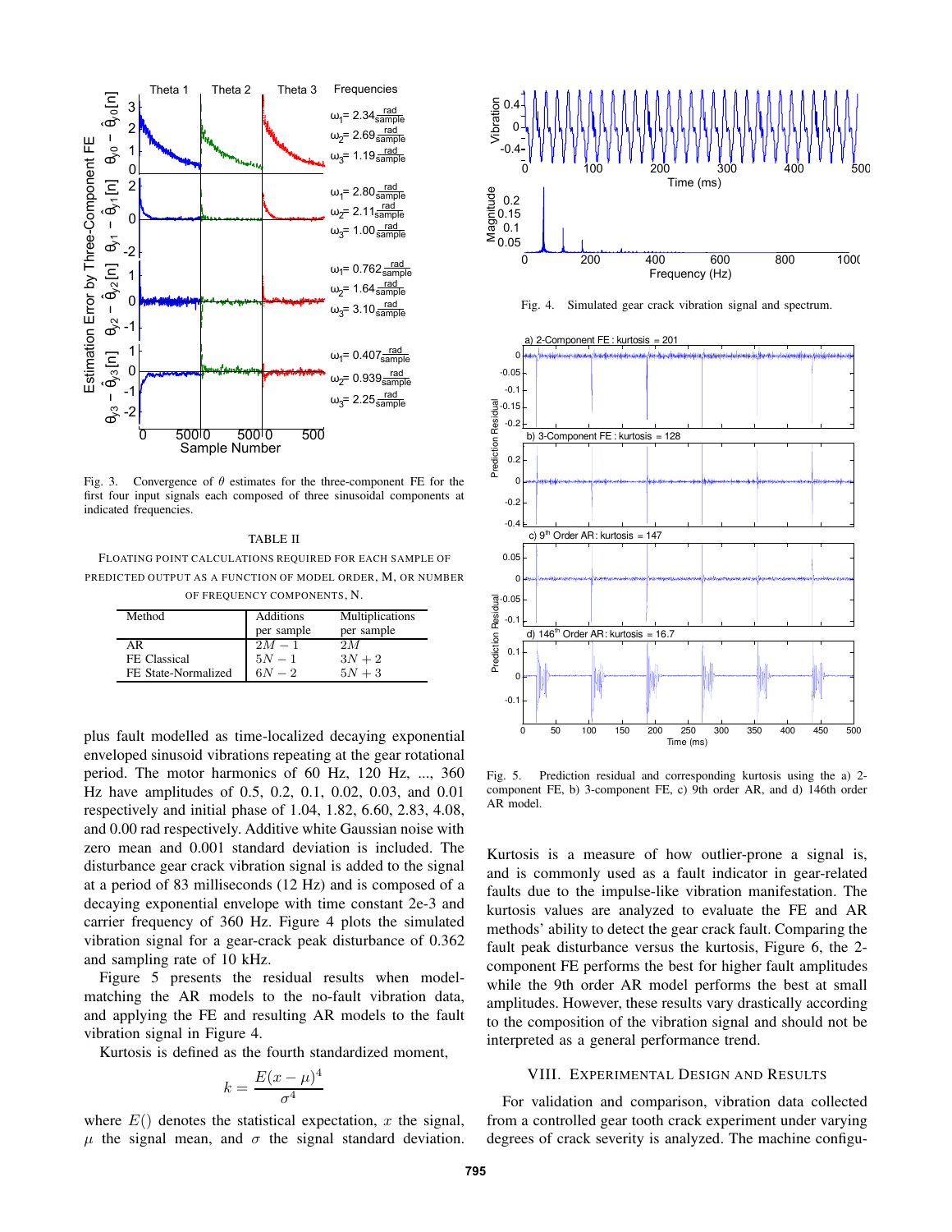Fig. 3. Convergence of $\theta$ estimates for the three-component FE for the first four input signals each composed of three sinusoidal components at indicated frequencies.

TABLE II

FLOATING POINT CALCULATIONS REQUIRED FOR EACH SAMPLE OF PREDICTED OUTPUT AS A FUNCTION OF MODEL ORDER, M, OR NUMBER OF FREQUENCY COMPONENTS, N.

| Method | Additions per sample | Multiplications per sample |
|---|---|---|
| AR | $2M-1$ | $2M$ |
| FE Classical | $5N-1$ | $3N+2$ |
| FE State-Normalized | $6N-2$ | $5N+3$ |

plus fault modelled as time-localized decaying exponential enveloped sinusoid vibrations repeating at the gear rotational period. The motor harmonics of 60 Hz, 120 Hz, ..., 360 Hz have amplitudes of 0.5, 0.2, 0.1, 0.02, 0.03, and 0.01 respectively and initial phase of 1.04, 1.82, 6.60, 2.83, 4.08, and 0.00 rad respectively. Additive white Gaussian noise with zero mean and 0.001 standard deviation is included. The disturbance gear crack vibration signal is added to the signal at a period of 83 milliseconds (12 Hz) and is composed of a decaying exponential envelope with time constant 2e-3 and carrier frequency of 360 Hz. Figure 4 plots the simulated vibration signal for a gear-crack peak disturbance of 0.362 and sampling rate of 10 kHz.

Figure 5 presents the residual results when model-matching the AR models to the no-fault vibration data, and applying the FE and resulting AR models to the fault vibration signal in Figure 4.

Kurtosis is defined as the fourth standardized moment,

$$k = \frac{E(x-\mu)^4}{\sigma^4}$$

where $E()$ denotes the statistical expectation, $x$ the signal, $\mu$ the signal mean, and $\sigma$ the signal standard deviation.

Fig. 4. Simulated gear crack vibration signal and spectrum.

Fig. 5. Prediction residual and corresponding kurtosis using the a) 2-component FE, b) 3-component FE, c) 9th order AR, and d) 146th order AR model.

Kurtosis is a measure of how outlier-prone a signal is, and is commonly used as a fault indicator in gear-related faults due to the impulse-like vibration manifestation. The kurtosis values are analyzed to evaluate the FE and AR methods' ability to detect the gear crack fault. Comparing the fault peak disturbance versus the kurtosis, Figure 6, the 2-component FE performs the best for higher fault amplitudes while the 9th order AR model performs the best at small amplitudes. However, these results vary drastically according to the composition of the vibration signal and should not be interpreted as a general performance trend.

## VIII. Experimental Design and Results

For validation and comparison, vibration data collected from a controlled gear tooth crack experiment under varying degrees of crack severity is analyzed. The machine configu-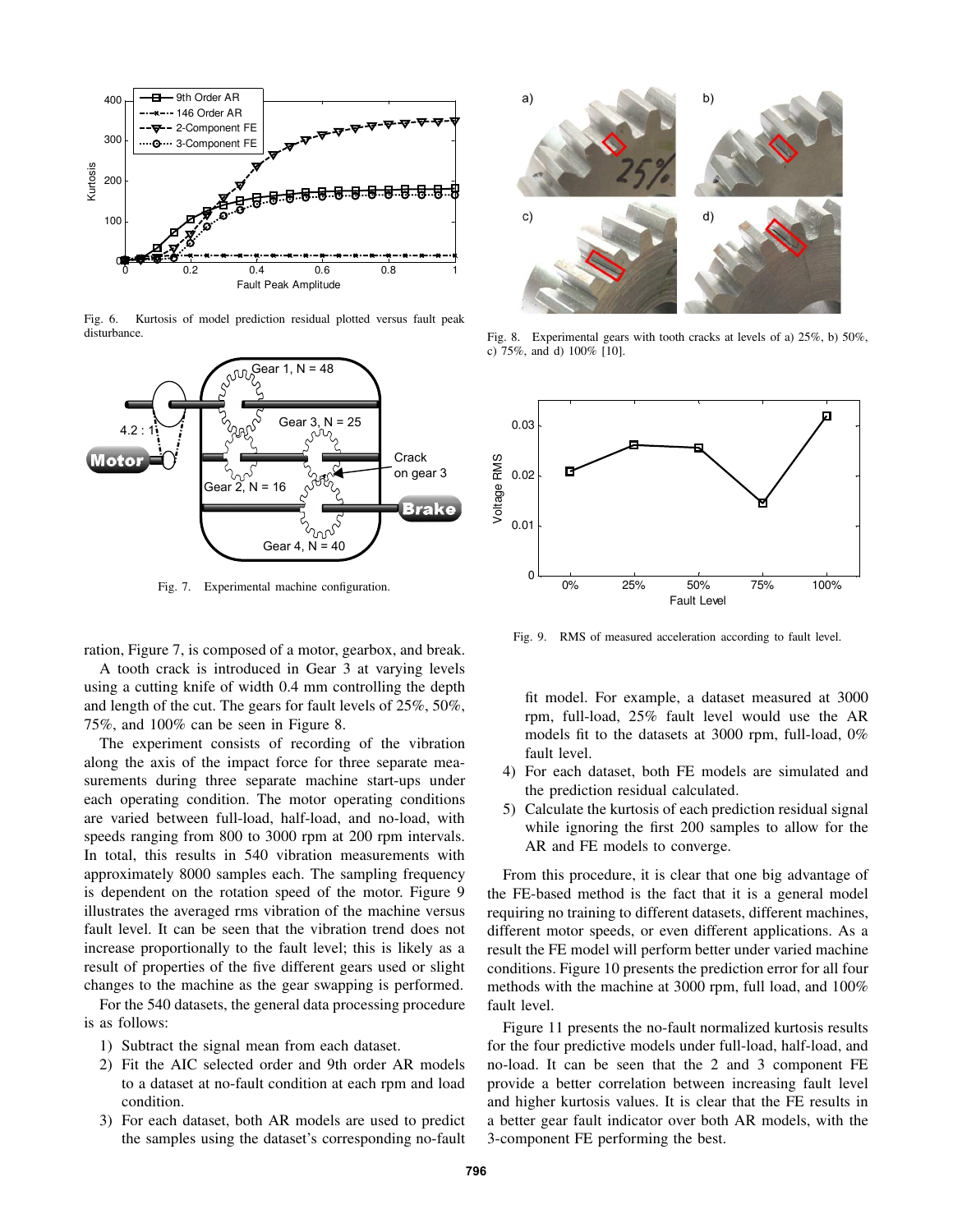Fig. 6. Kurtosis of model prediction residual plotted versus fault peak disturbance.

Fig. 7. Experimental machine configuration.

ration, Figure 7, is composed of a motor, gearbox, and break.

A tooth crack is introduced in Gear 3 at varying levels using a cutting knife of width 0.4 mm controlling the depth and length of the cut. The gears for fault levels of 25%, 50%, 75%, and 100% can be seen in Figure 8.

The experiment consists of recording of the vibration along the axis of the impact force for three separate measurements during three separate machine start-ups under each operating condition. The motor operating conditions are varied between full-load, half-load, and no-load, with speeds ranging from 800 to 3000 rpm at 200 rpm intervals. In total, this results in 540 vibration measurements with approximately 8000 samples each. The sampling frequency is dependent on the rotation speed of the motor. Figure 9 illustrates the averaged rms vibration of the machine versus fault level. It can be seen that the vibration trend does not increase proportionally to the fault level; this is likely as a result of properties of the five different gears used or slight changes to the machine as the gear swapping is performed.

For the 540 datasets, the general data processing procedure is as follows:

1) Subtract the signal mean from each dataset.
2) Fit the AIC selected order and 9th order AR models to a dataset at no-fault condition at each rpm and load condition.
3) For each dataset, both AR models are used to predict the samples using the dataset's corresponding no-fault fit model. For example, a dataset measured at 3000 rpm, full-load, 25% fault level would use the AR models fit to the datasets at 3000 rpm, full-load, 0% fault level.
4) For each dataset, both FE models are simulated and the prediction residual calculated.
5) Calculate the kurtosis of each prediction residual signal while ignoring the first 200 samples to allow for the AR and FE models to converge.

From this procedure, it is clear that one big advantage of the FE-based method is the fact that it is a general model requiring no training to different datasets, different machines, different motor speeds, or even different applications. As a result the FE model will perform better under varied machine conditions. Figure 10 presents the prediction error for all four methods with the machine at 3000 rpm, full load, and 100% fault level.

Figure 11 presents the no-fault normalized kurtosis results for the four predictive models under full-load, half-load, and no-load. It can be seen that the 2 and 3 component FE provide a better correlation between increasing fault level and higher kurtosis values. It is clear that the FE results in a better gear fault indicator over both AR models, with the 3-component FE performing the best.

Fig. 8. Experimental gears with tooth cracks at levels of a) 25%, b) 50%, c) 75%, and d) 100% [10].

Fig. 9. RMS of measured acceleration according to fault level.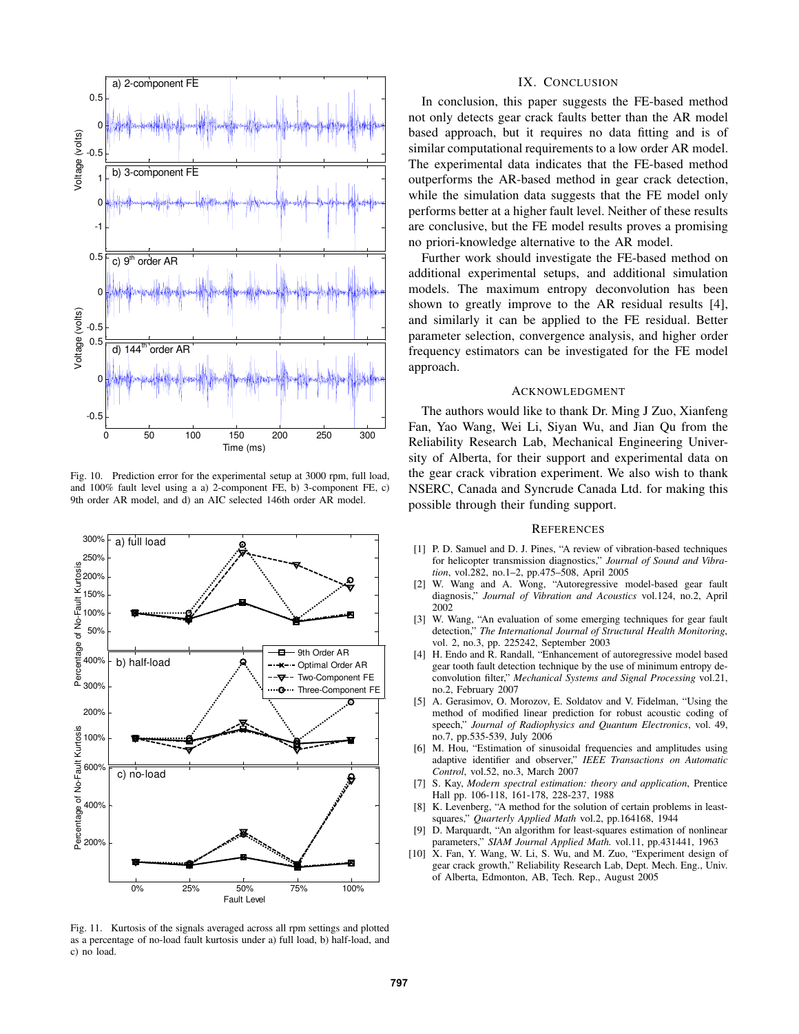a) 2-component FE

0.5

0

-0.5

b) 3-component FE

1

0

-1

c) 9th order AR

0.5

0

-0.5

d) 144th order AR

0.5

0

-0.5

Voltage (volts)

Voltage (volts)

0 50 100 150 200 250 300

Time (ms)

Fig. 10. Prediction error for the experimental setup at 3000 rpm, full load, and 100% fault level using a a) 2-component FE, b) 3-component FE, c) 9th order AR model, and d) an AIC selected 146th order AR model.

a) full load

300%
250%
200%
150%
100%
50%

b) half-load

400%
300%
200%
100%

c) no-load

600%
400%
200%

Percentage of No-Fault Kurtosis

Percentage of No-Fault Kurtosis

9th Order AR
Optimal Order AR
Two-Component FE
Three-Component FE

0% 25% 50% 75% 100%

Fault Level

Fig. 11. Kurtosis of the signals averaged across all rpm settings and plotted as a percentage of no-load fault kurtosis under a) full load, b) half-load, and c) no load.

## IX. Conclusion

In conclusion, this paper suggests the FE-based method not only detects gear crack faults better than the AR model based approach, but it requires no data fitting and is of similar computational requirements to a low order AR model. The experimental data indicates that the FE-based method outperforms the AR-based method in gear crack detection, while the simulation data suggests that the FE model only performs better at a higher fault level. Neither of these results are conclusive, but the FE model results proves a promising no priori-knowledge alternative to the AR model.

Further work should investigate the FE-based method on additional experimental setups, and additional simulation models. The maximum entropy deconvolution has been shown to greatly improve to the AR residual results [4], and similarly it can be applied to the FE residual. Better parameter selection, convergence analysis, and higher order frequency estimators can be investigated for the FE model approach.

## Acknowledgment

The authors would like to thank Dr. Ming J Zuo, Xianfeng Fan, Yao Wang, Wei Li, Siyan Wu, and Jian Qu from the Reliability Research Lab, Mechanical Engineering University of Alberta, for their support and experimental data on the gear crack vibration experiment. We also wish to thank NSERC, Canada and Syncrude Canada Ltd. for making this possible through their funding support.

## References

[1] P. D. Samuel and D. J. Pines, "A review of vibration-based techniques for helicopter transmission diagnostics," *Journal of Sound and Vibration*, vol.282, no.1–2, pp.475–508, April 2005

[2] W. Wang and A. Wong, "Autoregressive model-based gear fault diagnosis," *Journal of Vibration and Acoustics* vol.124, no.2, April 2002

[3] W. Wang, "An evaluation of some emerging techniques for gear fault detection," *The International Journal of Structural Health Monitoring*, vol. 2, no.3, pp. 225242, September 2003

[4] H. Endo and R. Randall, "Enhancement of autoregressive model based gear tooth fault detection technique by the use of minimum entropy deconvolution filter," *Mechanical Systems and Signal Processing* vol.21, no.2, February 2007

[5] A. Gerasimov, O. Morozov, E. Soldatov and V. Fidelman, "Using the method of modified linear prediction for robust acoustic coding of speech," *Journal of Radiophysics and Quantum Electronics*, vol. 49, no.7, pp.535-539, July 2006

[6] M. Hou, "Estimation of sinusoidal frequencies and amplitudes using adaptive identifier and observer," *IEEE Transactions on Automatic Control*, vol.52, no.3, March 2007

[7] S. Kay, *Modern spectral estimation: theory and application*, Prentice Hall pp. 106-118, 161-178, 228-237, 1988

[8] K. Levenberg, "A method for the solution of certain problems in least-squares," *Quarterly Applied Math* vol.2, pp.164168, 1944

[9] D. Marquardt, "An algorithm for least-squares estimation of nonlinear parameters," *SIAM Journal Applied Math.* vol.11, pp.431441, 1963

[10] X. Fan, Y. Wang, W. Li, S. Wu, and M. Zuo, "Experiment design of gear crack growth," Reliability Research Lab, Dept. Mech. Eng., Univ. of Alberta, Edmonton, AB, Tech. Rep., August 2005